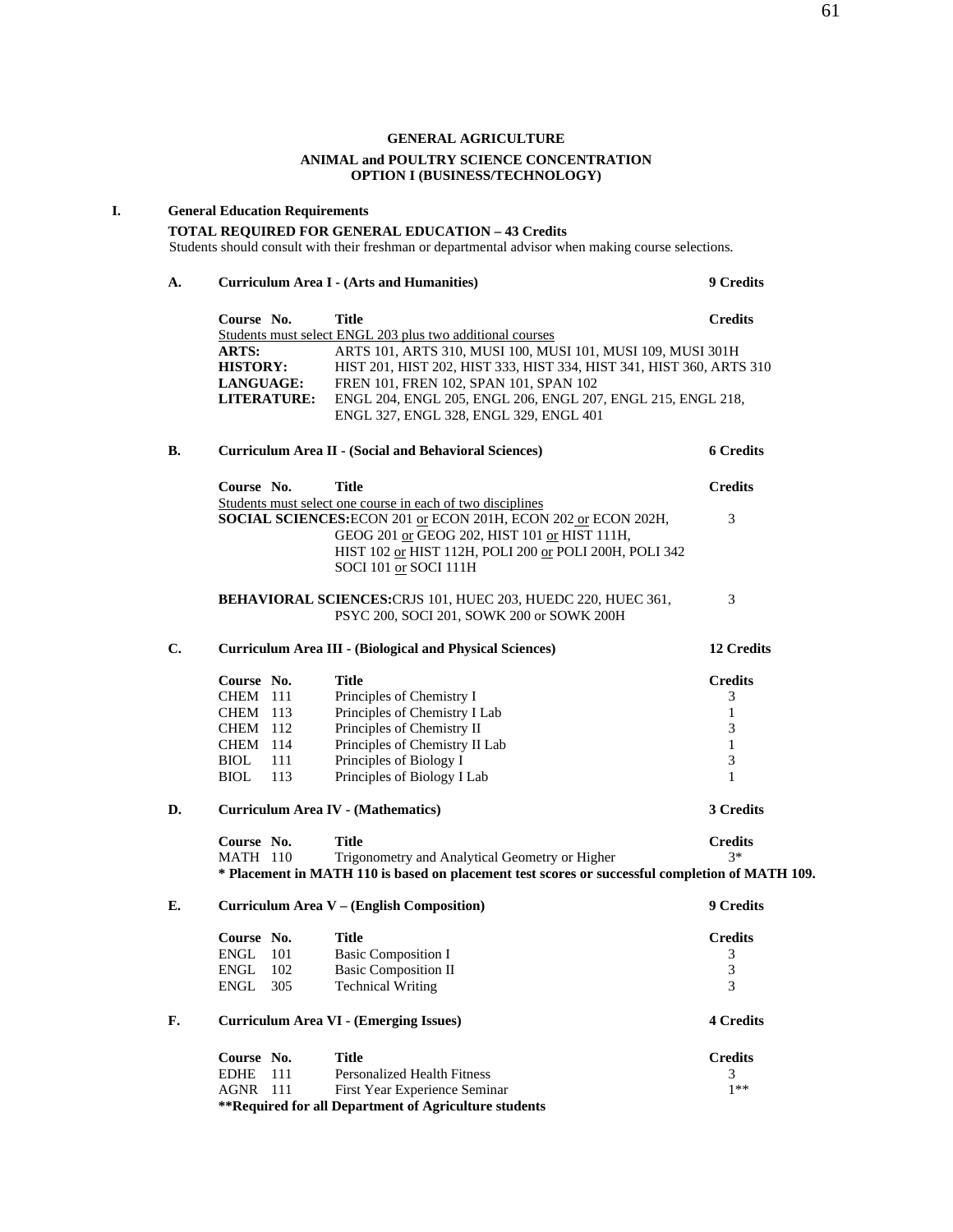# GENERAL AGRICULTURE

## ANIMAL and POULTRY SCIENCE CONCENTRATION
## OPTION I (BUSINESS/TECHNOLOGY)

## I. General Education Requirements

**TOTAL REQUIRED FOR GENERAL EDUCATION – 43 Credits**

Students should consult with their freshman or departmental advisor when making course selections.

### A. Curriculum Area I - (Arts and Humanities) — 9 Credits

**Course No. / Title / Credits**

Students must select ENGL 203 plus two additional courses

- **ARTS:** ARTS 101, ARTS 310, MUSI 100, MUSI 101, MUSI 109, MUSI 301H
- **HISTORY:** HIST 201, HIST 202, HIST 333, HIST 334, HIST 341, HIST 360, ARTS 310
- **LANGUAGE:** FREN 101, FREN 102, SPAN 101, SPAN 102
- **LITERATURE:** ENGL 204, ENGL 205, ENGL 206, ENGL 207, ENGL 215, ENGL 218, ENGL 327, ENGL 328, ENGL 329, ENGL 401

### B. Curriculum Area II - (Social and Behavioral Sciences) — 6 Credits

**Course No. / Title / Credits**

Students must select one course in each of two disciplines

| Course No. / Title | Credits |
|---|---|
| **SOCIAL SCIENCES:** ECON 201 or ECON 201H, ECON 202 or ECON 202H, GEOG 201 or GEOG 202, HIST 101 or HIST 111H, HIST 102 or HIST 112H, POLI 200 or POLI 200H, POLI 342 SOCI 101 or SOCI 111H | 3 |
| **BEHAVIORAL SCIENCES:** CRJS 101, HUEC 203, HUEDC 220, HUEC 361, PSYC 200, SOCI 201, SOWK 200 or SOWK 200H | 3 |

### C. Curriculum Area III - (Biological and Physical Sciences) — 12 Credits

| Course No. | Title | Credits |
|---|---|---|
| CHEM 111 | Principles of Chemistry I | 3 |
| CHEM 113 | Principles of Chemistry I Lab | 1 |
| CHEM 112 | Principles of Chemistry II | 3 |
| CHEM 114 | Principles of Chemistry II Lab | 1 |
| BIOL 111 | Principles of Biology I | 3 |
| BIOL 113 | Principles of Biology I Lab | 1 |

### D. Curriculum Area IV - (Mathematics) — 3 Credits

| Course No. | Title | Credits |
|---|---|---|
| MATH 110 | Trigonometry and Analytical Geometry or Higher | 3* |

**\* Placement in MATH 110 is based on placement test scores or successful completion of MATH 109.**

### E. Curriculum Area V – (English Composition) — 9 Credits

| Course No. | Title | Credits |
|---|---|---|
| ENGL 101 | Basic Composition I | 3 |
| ENGL 102 | Basic Composition II | 3 |
| ENGL 305 | Technical Writing | 3 |

### F. Curriculum Area VI - (Emerging Issues) — 4 Credits

| Course No. | Title | Credits |
|---|---|---|
| EDHE 111 | Personalized Health Fitness | 3 |
| AGNR 111 | First Year Experience Seminar | 1** |

**\*\*Required for all Department of Agriculture students**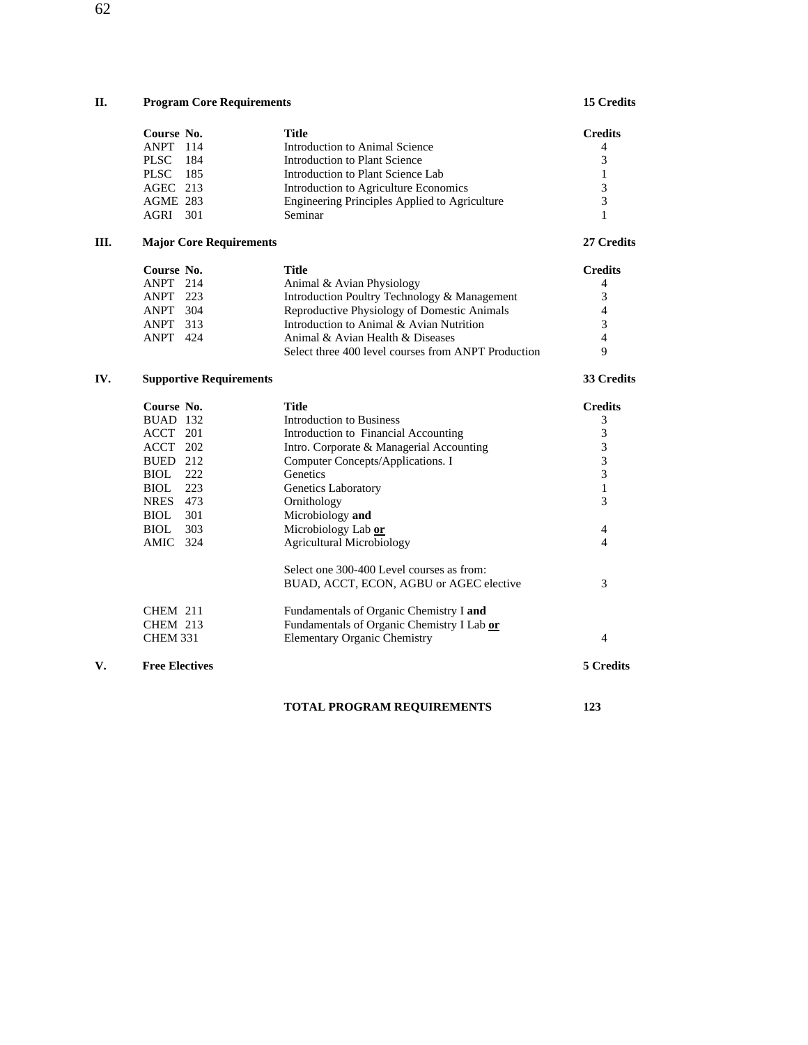## II. Program Core Requirements — 15 Credits

| Course No. | Title | Credits |
|---|---|---|
| ANPT 114 | Introduction to Animal Science | 4 |
| PLSC 184 | Introduction to Plant Science | 3 |
| PLSC 185 | Introduction to Plant Science Lab | 1 |
| AGEC 213 | Introduction to Agriculture Economics | 3 |
| AGME 283 | Engineering Principles Applied to Agriculture | 3 |
| AGRI 301 | Seminar | 1 |

## III. Major Core Requirements — 27 Credits

| Course No. | Title | Credits |
|---|---|---|
| ANPT 214 | Animal & Avian Physiology | 4 |
| ANPT 223 | Introduction Poultry Technology & Management | 3 |
| ANPT 304 | Reproductive Physiology of Domestic Animals | 4 |
| ANPT 313 | Introduction to Animal & Avian Nutrition | 3 |
| ANPT 424 | Animal & Avian Health & Diseases | 4 |
| | Select three 400 level courses from ANPT Production | 9 |

## IV. Supportive Requirements — 33 Credits

| Course No. | Title | Credits |
|---|---|---|
| BUAD 132 | Introduction to Business | 3 |
| ACCT 201 | Introduction to Financial Accounting | 3 |
| ACCT 202 | Intro. Corporate & Managerial Accounting | 3 |
| BUED 212 | Computer Concepts/Applications. I | 3 |
| BIOL 222 | Genetics | 3 |
| BIOL 223 | Genetics Laboratory | 1 |
| NRES 473 | Ornithology | 3 |
| BIOL 301 | Microbiology **and** | |
| BIOL 303 | Microbiology Lab **or** | 4 |
| AMIC 324 | Agricultural Microbiology | 4 |
| | Select one 300-400 Level courses as from: BUAD, ACCT, ECON, AGBU or AGEC elective | 3 |
| CHEM 211 | Fundamentals of Organic Chemistry I **and** | |
| CHEM 213 | Fundamentals of Organic Chemistry I Lab **or** | |
| CHEM 331 | Elementary Organic Chemistry | 4 |

## V. Free Electives — 5 Credits

**TOTAL PROGRAM REQUIREMENTS — 123**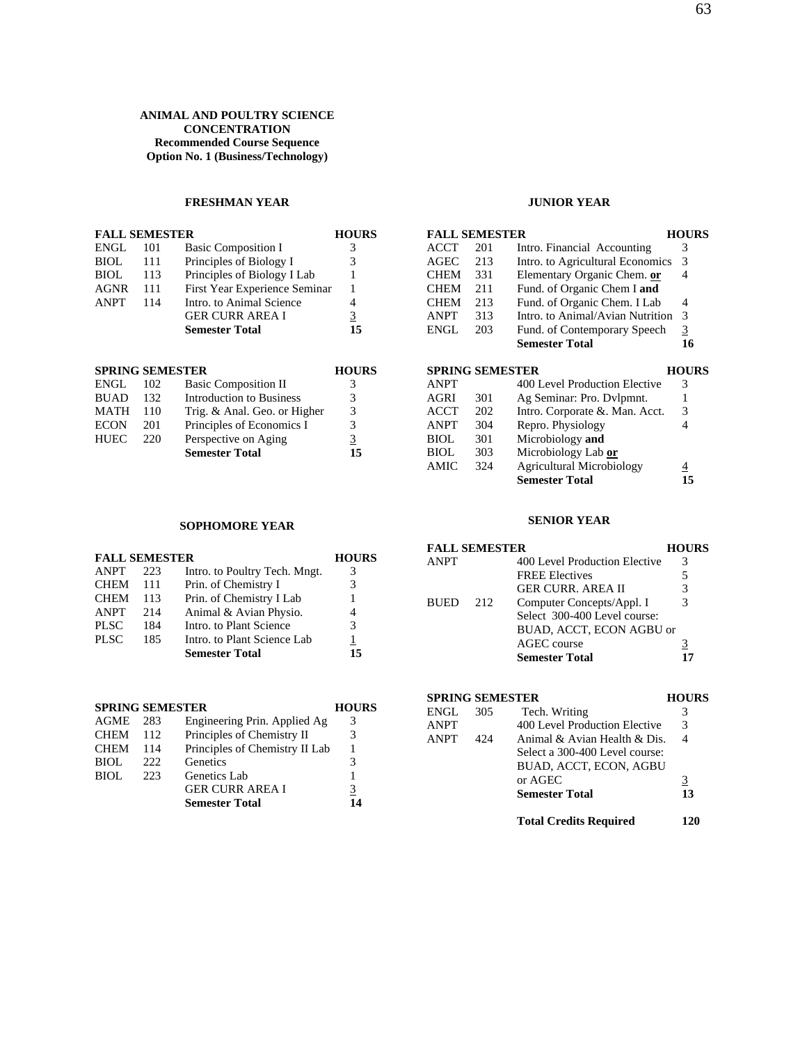**ANIMAL AND POULTRY SCIENCE CONCENTRATION**
**Recommended Course Sequence**
**Option No. 1 (Business/Technology)**

## FRESHMAN YEAR

| **FALL SEMESTER** | | | **HOURS** |
|---|---|---|---|
| ENGL | 101 | Basic Composition I | 3 |
| BIOL | 111 | Principles of Biology I | 3 |
| BIOL | 113 | Principles of Biology I Lab | 1 |
| AGNR | 111 | First Year Experience Seminar | 1 |
| ANPT | 114 | Intro. to Animal Science | 4 |
| | | GER CURR AREA I | 3 |
| | | **Semester Total** | **15** |

| **SPRING SEMESTER** | | | **HOURS** |
|---|---|---|---|
| ENGL | 102 | Basic Composition II | 3 |
| BUAD | 132 | Introduction to Business | 3 |
| MATH | 110 | Trig. & Anal. Geo. or Higher | 3 |
| ECON | 201 | Principles of Economics I | 3 |
| HUEC | 220 | Perspective on Aging | 3 |
| | | **Semester Total** | **15** |

## SOPHOMORE YEAR

| **FALL SEMESTER** | | | **HOURS** |
|---|---|---|---|
| ANPT | 223 | Intro. to Poultry Tech. Mngt. | 3 |
| CHEM | 111 | Prin. of Chemistry I | 3 |
| CHEM | 113 | Prin. of Chemistry I Lab | 1 |
| ANPT | 214 | Animal & Avian Physio. | 4 |
| PLSC | 184 | Intro. to Plant Science | 3 |
| PLSC | 185 | Intro. to Plant Science Lab | 1 |
| | | **Semester Total** | **15** |

| **SPRING SEMESTER** | | | **HOURS** |
|---|---|---|---|
| AGME | 283 | Engineering Prin. Applied Ag | 3 |
| CHEM | 112 | Principles of Chemistry II | 3 |
| CHEM | 114 | Principles of Chemistry II Lab | 1 |
| BIOL | 222 | Genetics | 3 |
| BIOL | 223 | Genetics Lab | 1 |
| | | GER CURR AREA I | 3 |
| | | **Semester Total** | **14** |

## JUNIOR YEAR

| **FALL SEMESTER** | | | **HOURS** |
|---|---|---|---|
| ACCT | 201 | Intro. Financial Accounting | 3 |
| AGEC | 213 | Intro. to Agricultural Economics | 3 |
| CHEM | 331 | Elementary Organic Chem. **or** | 4 |
| CHEM | 211 | Fund. of Organic Chem I **and** | |
| CHEM | 213 | Fund. of Organic Chem. I Lab | 4 |
| ANPT | 313 | Intro. to Animal/Avian Nutrition | 3 |
| ENGL | 203 | Fund. of Contemporary Speech | 3 |
| | | **Semester Total** | **16** |

| **SPRING SEMESTER** | | | **HOURS** |
|---|---|---|---|
| ANPT | | 400 Level Production Elective | 3 |
| AGRI | 301 | Ag Seminar: Pro. Dvlpmnt. | 1 |
| ACCT | 202 | Intro. Corporate &. Man. Acct. | 3 |
| ANPT | 304 | Repro. Physiology | 4 |
| BIOL | 301 | Microbiology **and** | |
| BIOL | 303 | Microbiology Lab **or** | |
| AMIC | 324 | Agricultural Microbiology | 4 |
| | | **Semester Total** | **15** |

## SENIOR YEAR

| **FALL SEMESTER** | | | **HOURS** |
|---|---|---|---|
| ANPT | | 400 Level Production Elective | 3 |
| | | FREE Electives | 5 |
| | | GER CURR. AREA II | 3 |
| BUED | 212 | Computer Concepts/Appl. I | 3 |
| | | Select 300-400 Level course: BUAD, ACCT, ECON AGBU or AGEC course | 3 |
| | | **Semester Total** | **17** |

| **SPRING SEMESTER** | | | **HOURS** |
|---|---|---|---|
| ENGL | 305 | Tech. Writing | 3 |
| ANPT | | 400 Level Production Elective | 3 |
| ANPT | 424 | Animal & Avian Health & Dis. | 4 |
| | | Select a 300-400 Level course: BUAD, ACCT, ECON, AGBU or AGEC | 3 |
| | | **Semester Total** | **13** |
| | | **Total Credits Required** | **120** |